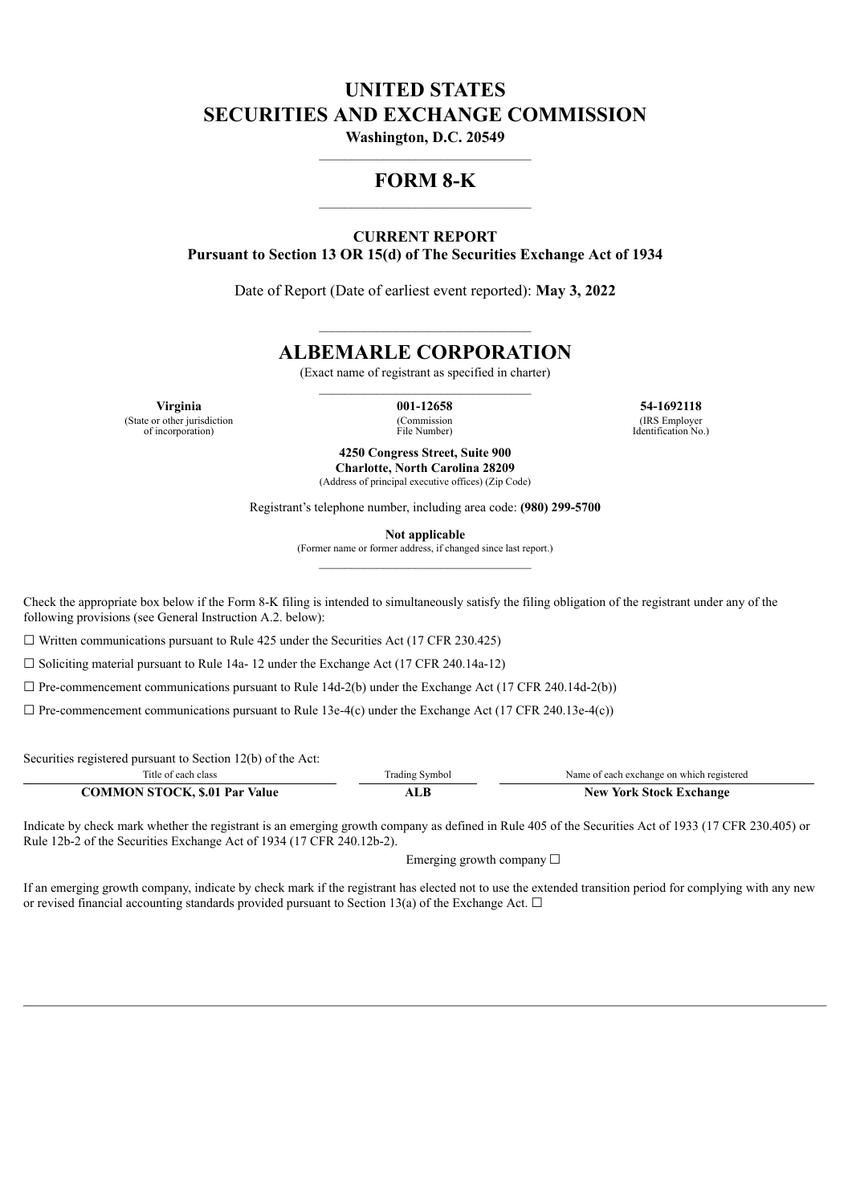# UNITED STATES
# SECURITIES AND EXCHANGE COMMISSION

**Washington, D.C. 20549**

---

# FORM 8-K

---

**CURRENT REPORT**
**Pursuant to Section 13 OR 15(d) of The Securities Exchange Act of 1934**

Date of Report (Date of earliest event reported): **May 3, 2022**

---

# ALBEMARLE CORPORATION

(Exact name of registrant as specified in charter)

---

| **Virginia** | **001-12658** | **54-1692118** |
|---|---|---|
| (State or other jurisdiction of incorporation) | (Commission File Number) | (IRS Employer Identification No.) |

**4250 Congress Street, Suite 900**
**Charlotte, North Carolina 28209**
(Address of principal executive offices) (Zip Code)

Registrant's telephone number, including area code: **(980) 299-5700**

**Not applicable**
(Former name or former address, if changed since last report.)

---

Check the appropriate box below if the Form 8-K filing is intended to simultaneously satisfy the filing obligation of the registrant under any of the following provisions (see General Instruction A.2. below):

☐ Written communications pursuant to Rule 425 under the Securities Act (17 CFR 230.425)

☐ Soliciting material pursuant to Rule 14a- 12 under the Exchange Act (17 CFR 240.14a-12)

☐ Pre-commencement communications pursuant to Rule 14d-2(b) under the Exchange Act (17 CFR 240.14d-2(b))

☐ Pre-commencement communications pursuant to Rule 13e-4(c) under the Exchange Act (17 CFR 240.13e-4(c))

Securities registered pursuant to Section 12(b) of the Act:

| Title of each class | Trading Symbol | Name of each exchange on which registered |
|---|---|---|
| **COMMON STOCK, $.01 Par Value** | **ALB** | **New York Stock Exchange** |

Indicate by check mark whether the registrant is an emerging growth company as defined in Rule 405 of the Securities Act of 1933 (17 CFR 230.405) or Rule 12b-2 of the Securities Exchange Act of 1934 (17 CFR 240.12b-2).

Emerging growth company ☐

If an emerging growth company, indicate by check mark if the registrant has elected not to use the extended transition period for complying with any new or revised financial accounting standards provided pursuant to Section 13(a) of the Exchange Act. ☐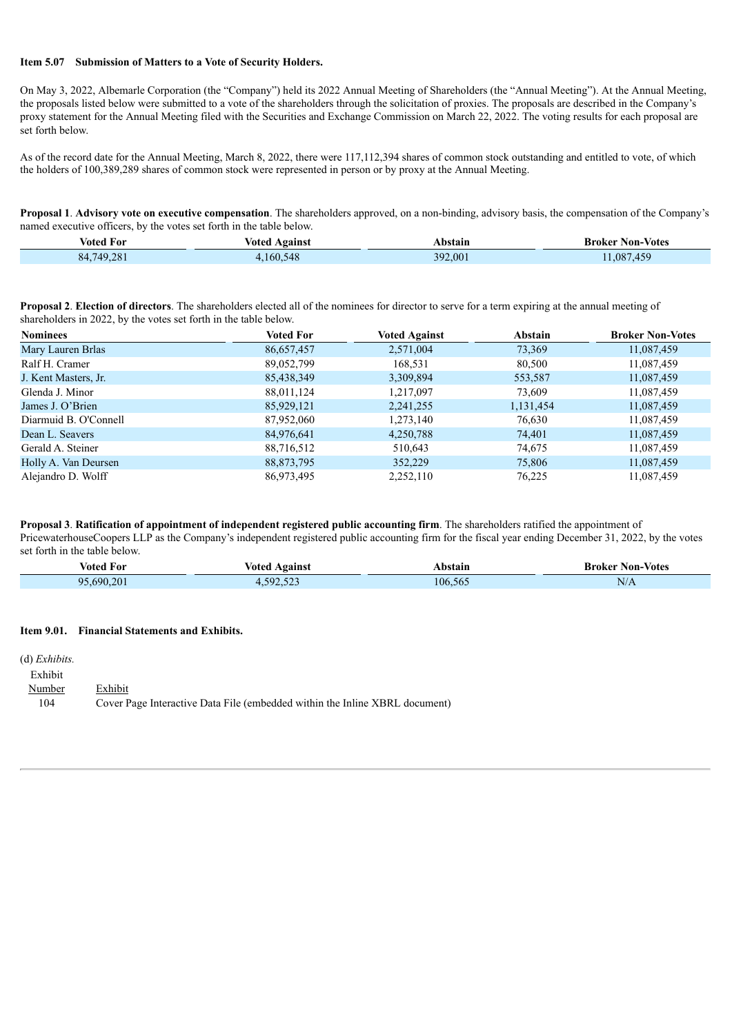**Item 5.07 Submission of Matters to a Vote of Security Holders.**

On May 3, 2022, Albemarle Corporation (the "Company") held its 2022 Annual Meeting of Shareholders (the "Annual Meeting"). At the Annual Meeting, the proposals listed below were submitted to a vote of the shareholders through the solicitation of proxies. The proposals are described in the Company's proxy statement for the Annual Meeting filed with the Securities and Exchange Commission on March 22, 2022. The voting results for each proposal are set forth below.

As of the record date for the Annual Meeting, March 8, 2022, there were 117,112,394 shares of common stock outstanding and entitled to vote, of which the holders of 100,389,289 shares of common stock were represented in person or by proxy at the Annual Meeting.

**Proposal 1**. **Advisory vote on executive compensation**. The shareholders approved, on a non-binding, advisory basis, the compensation of the Company's named executive officers, by the votes set forth in the table below.

| Voted For | Voted Against | Abstain | Broker Non-Votes |
|---|---|---|---|
| 84,749,281 | 4,160,548 | 392,001 | 11,087,459 |

**Proposal 2**. **Election of directors**. The shareholders elected all of the nominees for director to serve for a term expiring at the annual meeting of shareholders in 2022, by the votes set forth in the table below.

| Nominees | Voted For | Voted Against | Abstain | Broker Non-Votes |
|---|---|---|---|---|
| Mary Lauren Brlas | 86,657,457 | 2,571,004 | 73,369 | 11,087,459 |
| Ralf H. Cramer | 89,052,799 | 168,531 | 80,500 | 11,087,459 |
| J. Kent Masters, Jr. | 85,438,349 | 3,309,894 | 553,587 | 11,087,459 |
| Glenda J. Minor | 88,011,124 | 1,217,097 | 73,609 | 11,087,459 |
| James J. O'Brien | 85,929,121 | 2,241,255 | 1,131,454 | 11,087,459 |
| Diarmuid B. O'Connell | 87,952,060 | 1,273,140 | 76,630 | 11,087,459 |
| Dean L. Seavers | 84,976,641 | 4,250,788 | 74,401 | 11,087,459 |
| Gerald A. Steiner | 88,716,512 | 510,643 | 74,675 | 11,087,459 |
| Holly A. Van Deursen | 88,873,795 | 352,229 | 75,806 | 11,087,459 |
| Alejandro D. Wolff | 86,973,495 | 2,252,110 | 76,225 | 11,087,459 |

**Proposal 3**. **Ratification of appointment of independent registered public accounting firm**. The shareholders ratified the appointment of PricewaterhouseCoopers LLP as the Company's independent registered public accounting firm for the fiscal year ending December 31, 2022, by the votes set forth in the table below.

| Voted For | Voted Against | Abstain | Broker Non-Votes |
|---|---|---|---|
| 95,690,201 | 4,592,523 | 106,565 | N/A |

**Item 9.01. Financial Statements and Exhibits.**

(d) *Exhibits.*

| Exhibit Number | Exhibit |
|---|---|
| 104 | Cover Page Interactive Data File (embedded within the Inline XBRL document) |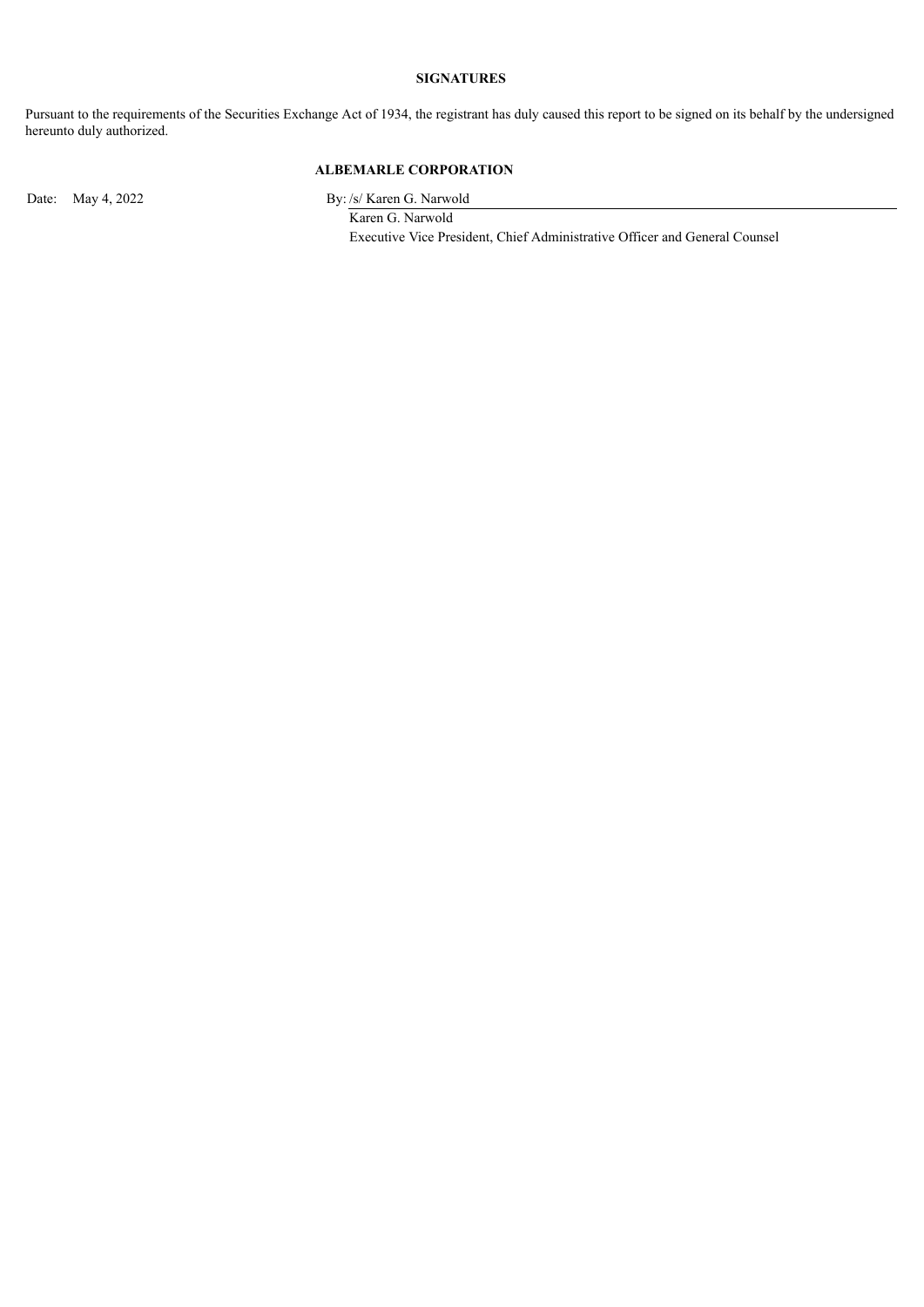**SIGNATURES**

Pursuant to the requirements of the Securities Exchange Act of 1934, the registrant has duly caused this report to be signed on its behalf by the undersigned hereunto duly authorized.

**ALBEMARLE CORPORATION**

| | |
|---|---|
| Date: May 4, 2022 | By: /s/ Karen G. Narwold |
| | Karen G. Narwold |
| | Executive Vice President, Chief Administrative Officer and General Counsel |